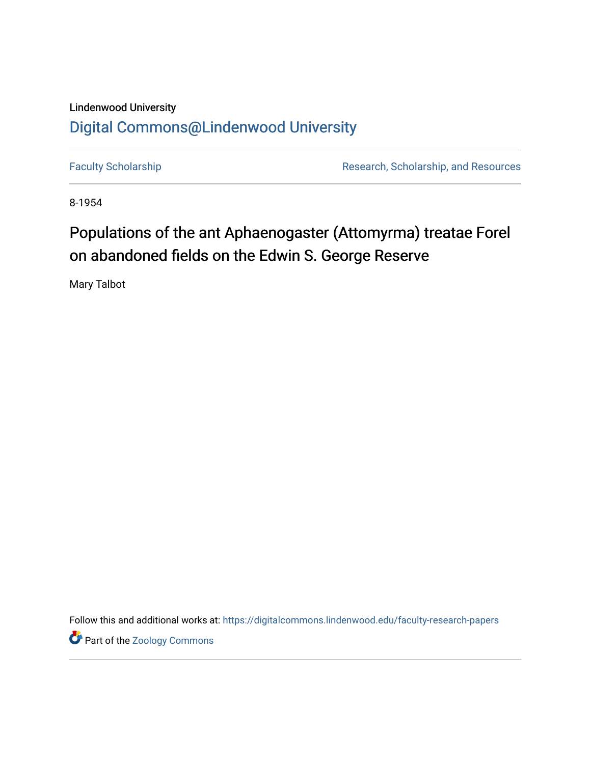Lindenwood University

# Digital Commons@Lindenwood University

Faculty Scholarship | Research, Scholarship, and Resources

8-1954

## Populations of the ant Aphaenogaster (Attomyrma) treatae Forel on abandoned fields on the Edwin S. George Reserve

Mary Talbot

Follow this and additional works at: https://digitalcommons.lindenwood.edu/faculty-research-papers

Part of the Zoology Commons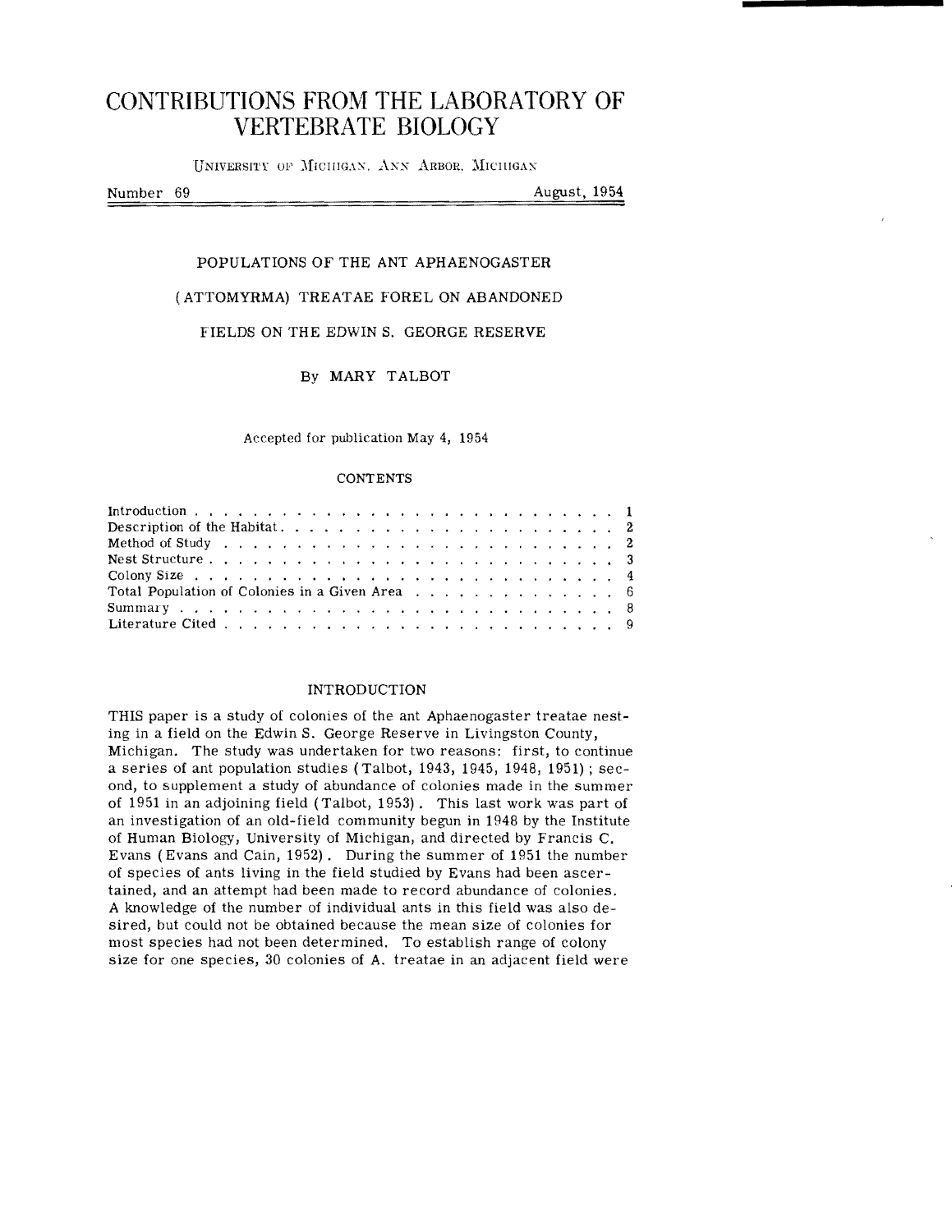# CONTRIBUTIONS FROM THE LABORATORY OF VERTEBRATE BIOLOGY

UNIVERSITY OF MICHIGAN, ANN ARBOR, MICHIGAN

Number 69 August, 1954

## POPULATIONS OF THE ANT APHAENOGASTER (ATTOMYRMA) TREATAE FOREL ON ABANDONED FIELDS ON THE EDWIN S. GEORGE RESERVE

By MARY TALBOT

Accepted for publication May 4, 1954

### CONTENTS

| | |
|---|---|
| Introduction | 1 |
| Description of the Habitat | 2 |
| Method of Study | 2 |
| Nest Structure | 3 |
| Colony Size | 4 |
| Total Population of Colonies in a Given Area | 6 |
| Summary | 8 |
| Literature Cited | 9 |

### INTRODUCTION

THIS paper is a study of colonies of the ant Aphaenogaster treatae nesting in a field on the Edwin S. George Reserve in Livingston County, Michigan. The study was undertaken for two reasons: first, to continue a series of ant population studies (Talbot, 1943, 1945, 1948, 1951); second, to supplement a study of abundance of colonies made in the summer of 1951 in an adjoining field (Talbot, 1953). This last work was part of an investigation of an old-field community begun in 1948 by the Institute of Human Biology, University of Michigan, and directed by Francis C. Evans (Evans and Cain, 1952). During the summer of 1951 the number of species of ants living in the field studied by Evans had been ascertained, and an attempt had been made to record abundance of colonies. A knowledge of the number of individual ants in this field was also desired, but could not be obtained because the mean size of colonies for most species had not been determined. To establish range of colony size for one species, 30 colonies of A. treatae in an adjacent field were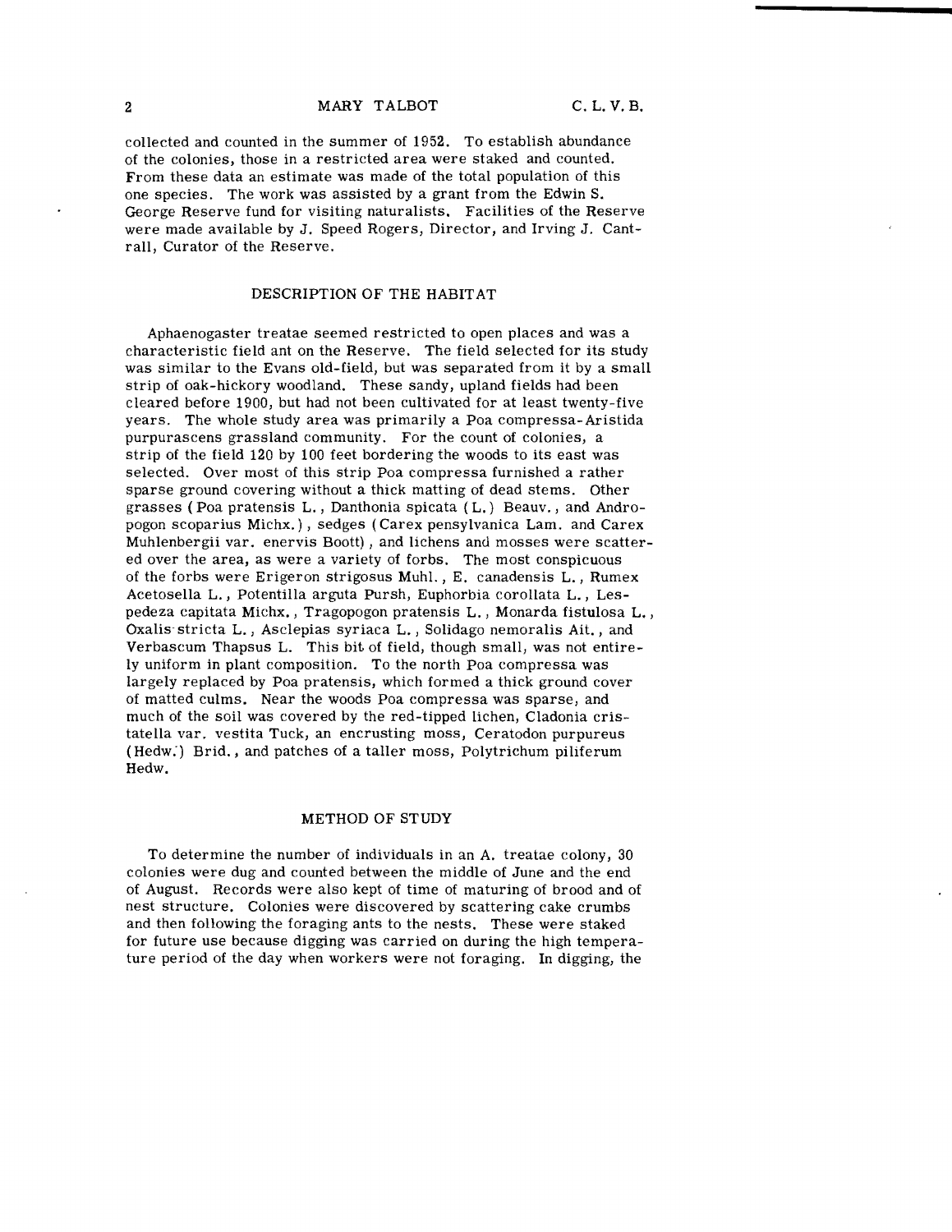collected and counted in the summer of 1952. To establish abundance of the colonies, those in a restricted area were staked and counted. From these data an estimate was made of the total population of this one species. The work was assisted by a grant from the Edwin S. George Reserve fund for visiting naturalists. Facilities of the Reserve were made available by J. Speed Rogers, Director, and Irving J. Cantrall, Curator of the Reserve.

## DESCRIPTION OF THE HABITAT

Aphaenogaster treatae seemed restricted to open places and was a characteristic field ant on the Reserve. The field selected for its study was similar to the Evans old-field, but was separated from it by a small strip of oak-hickory woodland. These sandy, upland fields had been cleared before 1900, but had not been cultivated for at least twenty-five years. The whole study area was primarily a Poa compressa-Aristida purpurascens grassland community. For the count of colonies, a strip of the field 120 by 100 feet bordering the woods to its east was selected. Over most of this strip Poa compressa furnished a rather sparse ground covering without a thick matting of dead stems. Other grasses (Poa pratensis L., Danthonia spicata (L.) Beauv., and Andropogon scoparius Michx.), sedges (Carex pensylvanica Lam. and Carex Muhlenbergii var. enervis Boott), and lichens and mosses were scattered over the area, as were a variety of forbs. The most conspicuous of the forbs were Erigeron strigosus Muhl., E. canadensis L., Rumex Acetosella L., Potentilla arguta Pursh, Euphorbia corollata L., Lespedeza capitata Michx., Tragopogon pratensis L., Monarda fistulosa L., Oxalis stricta L., Asclepias syriaca L., Solidago nemoralis Ait., and Verbascum Thapsus L. This bit of field, though small, was not entirely uniform in plant composition. To the north Poa compressa was largely replaced by Poa pratensis, which formed a thick ground cover of matted culms. Near the woods Poa compressa was sparse, and much of the soil was covered by the red-tipped lichen, Cladonia cristatella var. vestita Tuck, an encrusting moss, Ceratodon purpureus (Hedw.) Brid., and patches of a taller moss, Polytrichum piliferum Hedw.

## METHOD OF STUDY

To determine the number of individuals in an A. treatae colony, 30 colonies were dug and counted between the middle of June and the end of August. Records were also kept of time of maturing of brood and of nest structure. Colonies were discovered by scattering cake crumbs and then following the foraging ants to the nests. These were staked for future use because digging was carried on during the high temperature period of the day when workers were not foraging. In digging, the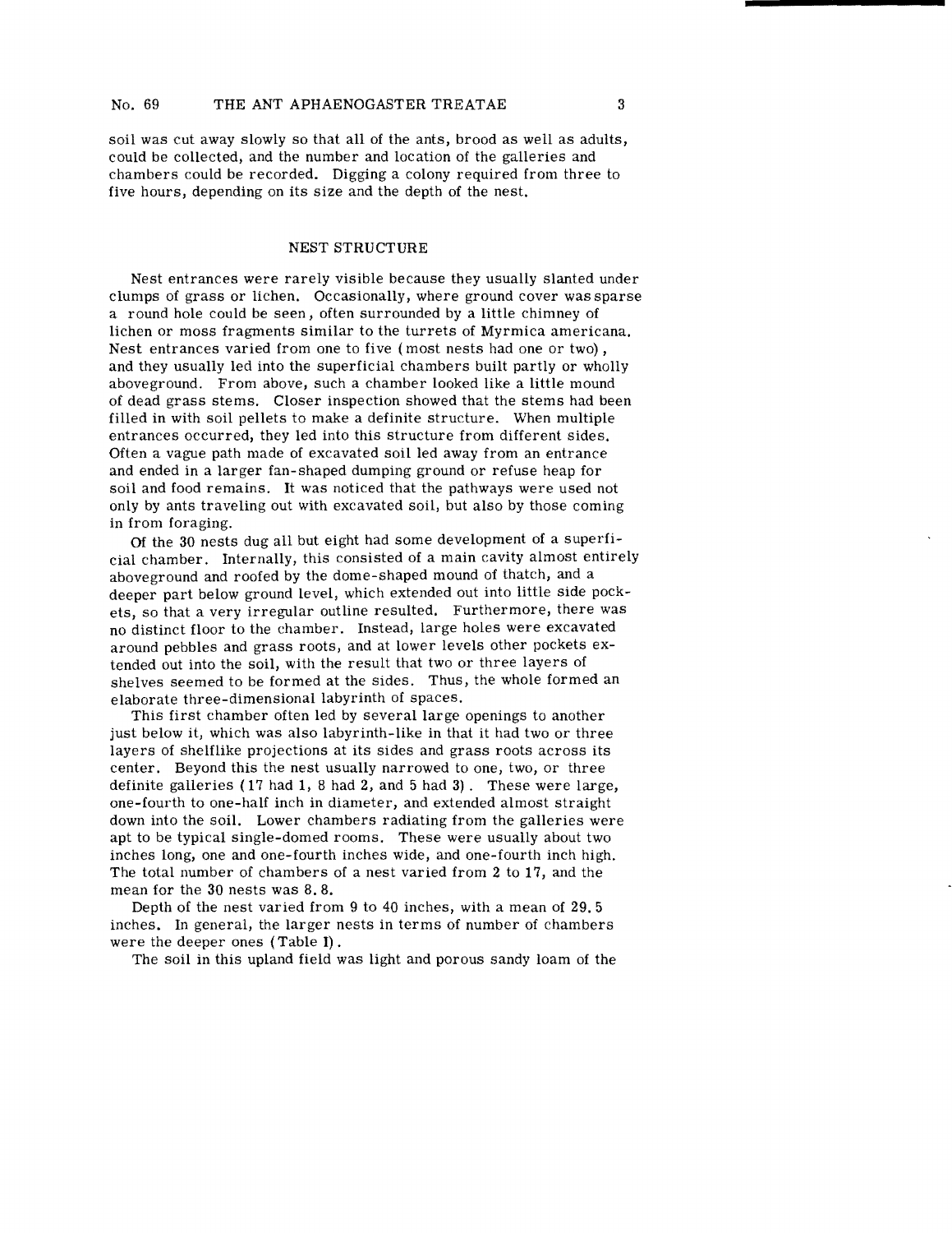soil was cut away slowly so that all of the ants, brood as well as adults, could be collected, and the number and location of the galleries and chambers could be recorded. Digging a colony required from three to five hours, depending on its size and the depth of the nest.

## NEST STRUCTURE

Nest entrances were rarely visible because they usually slanted under clumps of grass or lichen. Occasionally, where ground cover was sparse a round hole could be seen, often surrounded by a little chimney of lichen or moss fragments similar to the turrets of Myrmica americana. Nest entrances varied from one to five (most nests had one or two), and they usually led into the superficial chambers built partly or wholly aboveground. From above, such a chamber looked like a little mound of dead grass stems. Closer inspection showed that the stems had been filled in with soil pellets to make a definite structure. When multiple entrances occurred, they led into this structure from different sides. Often a vague path made of excavated soil led away from an entrance and ended in a larger fan-shaped dumping ground or refuse heap for soil and food remains. It was noticed that the pathways were used not only by ants traveling out with excavated soil, but also by those coming in from foraging.

Of the 30 nests dug all but eight had some development of a superficial chamber. Internally, this consisted of a main cavity almost entirely aboveground and roofed by the dome-shaped mound of thatch, and a deeper part below ground level, which extended out into little side pockets, so that a very irregular outline resulted. Furthermore, there was no distinct floor to the chamber. Instead, large holes were excavated around pebbles and grass roots, and at lower levels other pockets extended out into the soil, with the result that two or three layers of shelves seemed to be formed at the sides. Thus, the whole formed an elaborate three-dimensional labyrinth of spaces.

This first chamber often led by several large openings to another just below it, which was also labyrinth-like in that it had two or three layers of shelflike projections at its sides and grass roots across its center. Beyond this the nest usually narrowed to one, two, or three definite galleries (17 had 1, 8 had 2, and 5 had 3). These were large, one-fourth to one-half inch in diameter, and extended almost straight down into the soil. Lower chambers radiating from the galleries were apt to be typical single-domed rooms. These were usually about two inches long, one and one-fourth inches wide, and one-fourth inch high. The total number of chambers of a nest varied from 2 to 17, and the mean for the 30 nests was 8.8.

Depth of the nest varied from 9 to 40 inches, with a mean of 29.5 inches. In general, the larger nests in terms of number of chambers were the deeper ones (Table I).

The soil in this upland field was light and porous sandy loam of the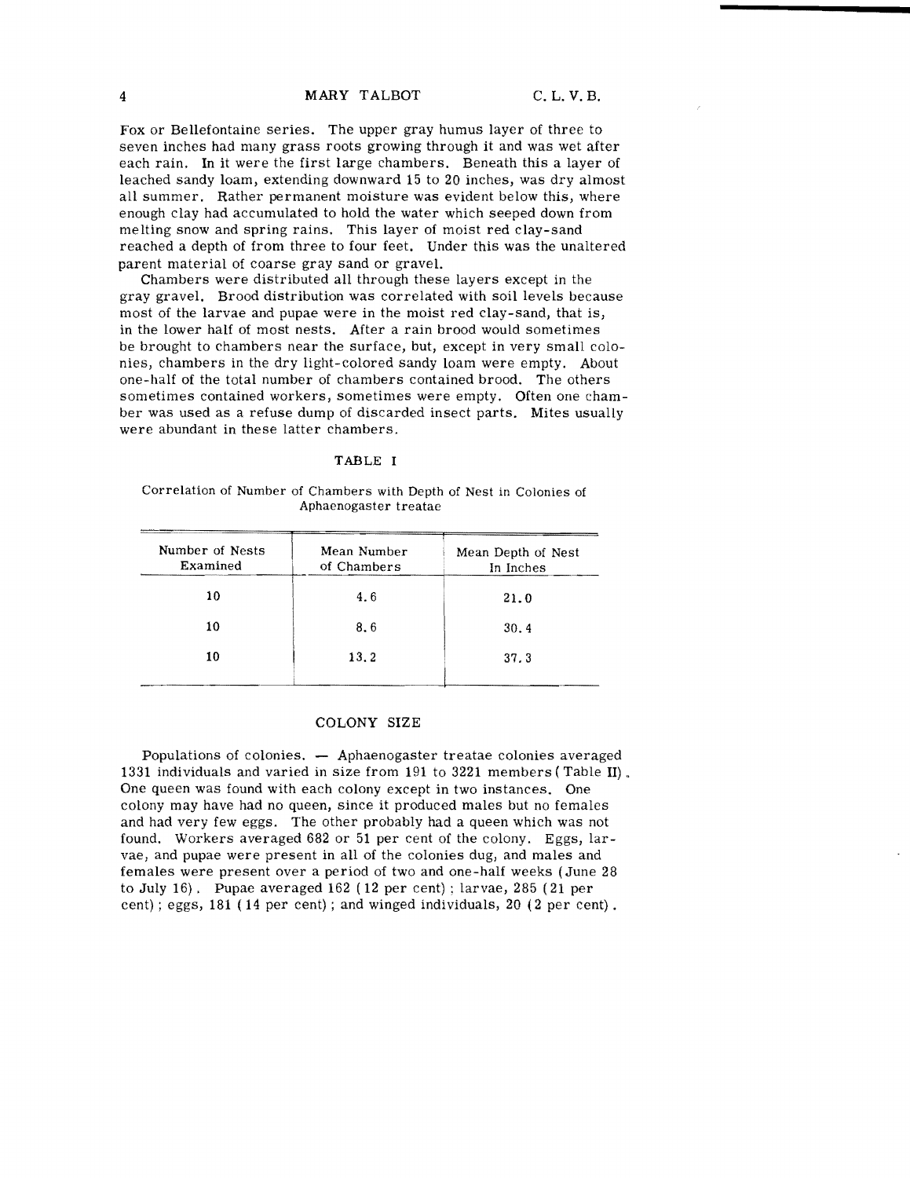Fox or Bellefontaine series. The upper gray humus layer of three to seven inches had many grass roots growing through it and was wet after each rain. In it were the first large chambers. Beneath this a layer of leached sandy loam, extending downward 15 to 20 inches, was dry almost all summer. Rather permanent moisture was evident below this, where enough clay had accumulated to hold the water which seeped down from melting snow and spring rains. This layer of moist red clay-sand reached a depth of from three to four feet. Under this was the unaltered parent material of coarse gray sand or gravel.

Chambers were distributed all through these layers except in the gray gravel. Brood distribution was correlated with soil levels because most of the larvae and pupae were in the moist red clay-sand, that is, in the lower half of most nests. After a rain brood would sometimes be brought to chambers near the surface, but, except in very small colonies, chambers in the dry light-colored sandy loam were empty. About one-half of the total number of chambers contained brood. The others sometimes contained workers, sometimes were empty. Often one chamber was used as a refuse dump of discarded insect parts. Mites usually were abundant in these latter chambers.

TABLE I

Correlation of Number of Chambers with Depth of Nest in Colonies of Aphaenogaster treatae

| Number of Nests Examined | Mean Number of Chambers | Mean Depth of Nest In Inches |
|---|---|---|
| 10 | 4.6 | 21.0 |
| 10 | 8.6 | 30.4 |
| 10 | 13.2 | 37.3 |

## COLONY SIZE

Populations of colonies. — Aphaenogaster treatae colonies averaged 1331 individuals and varied in size from 191 to 3221 members (Table II). One queen was found with each colony except in two instances. One colony may have had no queen, since it produced males but no females and had very few eggs. The other probably had a queen which was not found. Workers averaged 682 or 51 per cent of the colony. Eggs, larvae, and pupae were present in all of the colonies dug, and males and females were present over a period of two and one-half weeks (June 28 to July 16). Pupae averaged 162 (12 per cent); larvae, 285 (21 per cent); eggs, 181 (14 per cent); and winged individuals, 20 (2 per cent).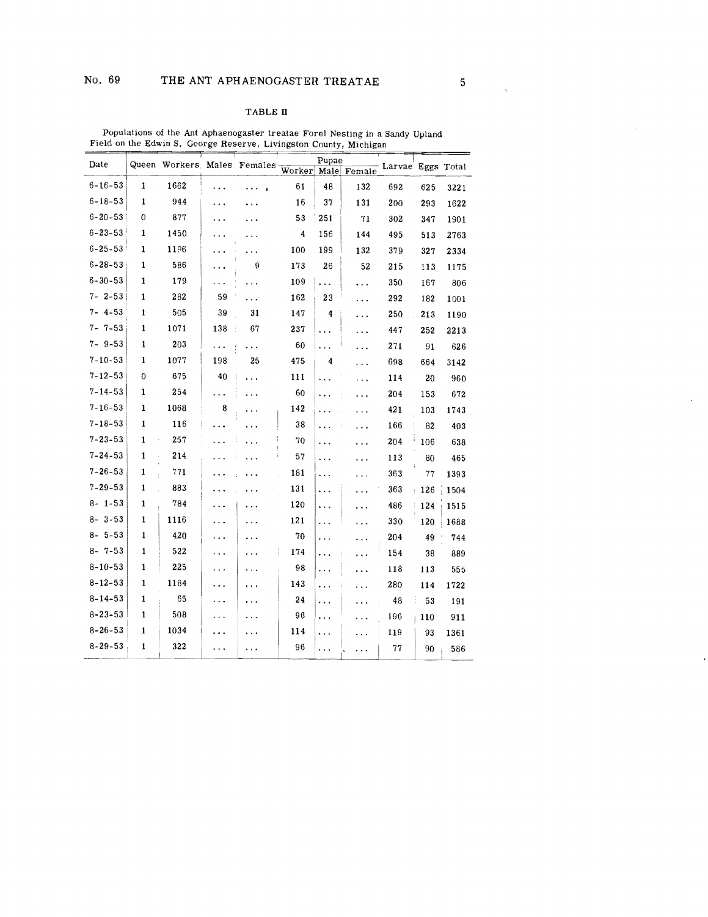TABLE II

Populations of the Ant Aphaenogaster treatae Forel Nesting in a Sandy Upland Field on the Edwin S. George Reserve, Livingston County, Michigan

| Date | Queen | Workers | Males | Females | Pupae | | | Larvae | Eggs | Total |
|---|---|---|---|---|---|---|---|---|---|---|
| | | | | | Worker | Male | Female | | | |
| 6-16-53 | 1 | 1662 | ... | ... | 61 | 48 | 132 | 692 | 625 | 3221 |
| 6-18-53 | 1 | 944 | ... | ... | 16 | 37 | 131 | 200 | 293 | 1622 |
| 6-20-53 | 0 | 877 | ... | ... | 53 | 251 | 71 | 302 | 347 | 1901 |
| 6-23-53 | 1 | 1450 | ... | ... | 4 | 156 | 144 | 495 | 513 | 2763 |
| 6-25-53 | 1 | 1196 | ... | ... | 100 | 199 | 132 | 379 | 327 | 2334 |
| 6-28-53 | 1 | 586 | ... | 9 | 173 | 26 | 52 | 215 | 113 | 1175 |
| 6-30-53 | 1 | 179 | ... | ... | 109 | ... | ... | 350 | 167 | 806 |
| 7- 2-53 | 1 | 282 | 59 | ... | 162 | 23 | ... | 292 | 182 | 1001 |
| 7- 4-53 | 1 | 505 | 39 | 31 | 147 | 4 | ... | 250 | 213 | 1190 |
| 7- 7-53 | 1 | 1071 | 138 | 67 | 237 | ... | ... | 447 | 252 | 2213 |
| 7- 9-53 | 1 | 203 | ... | ... | 60 | ... | ... | 271 | 91 | 626 |
| 7-10-53 | 1 | 1077 | 198 | 25 | 475 | 4 | ... | 698 | 664 | 3142 |
| 7-12-53 | 0 | 675 | 40 | ... | 111 | ... | ... | 114 | 20 | 960 |
| 7-14-53 | 1 | 254 | ... | ... | 60 | ... | ... | 204 | 153 | 672 |
| 7-16-53 | 1 | 1068 | 8 | ... | 142 | ... | ... | 421 | 103 | 1743 |
| 7-18-53 | 1 | 116 | ... | ... | 38 | ... | ... | 166 | 82 | 403 |
| 7-23-53 | 1 | 257 | ... | ... | 70 | ... | ... | 204 | 106 | 638 |
| 7-24-53 | 1 | 214 | ... | ... | 57 | ... | ... | 113 | 80 | 465 |
| 7-26-53 | 1 | 771 | ... | ... | 181 | ... | ... | 363 | 77 | 1393 |
| 7-29-53 | 1 | 883 | ... | ... | 131 | ... | ... | 363 | 126 | 1504 |
| 8- 1-53 | 1 | 784 | ... | ... | 120 | ... | ... | 486 | 124 | 1515 |
| 8- 3-53 | 1 | 1116 | ... | ... | 121 | ... | ... | 330 | 120 | 1688 |
| 8- 5-53 | 1 | 420 | ... | ... | 70 | ... | ... | 204 | 49 | 744 |
| 8- 7-53 | 1 | 522 | ... | ... | 174 | ... | ... | 154 | 38 | 889 |
| 8-10-53 | 1 | 225 | ... | ... | 98 | ... | ... | 118 | 113 | 555 |
| 8-12-53 | 1 | 1184 | ... | ... | 143 | ... | ... | 280 | 114 | 1722 |
| 8-14-53 | 1 | 65 | ... | ... | 24 | ... | ... | 48 | 53 | 191 |
| 8-23-53 | 1 | 508 | ... | ... | 96 | ... | ... | 196 | 110 | 911 |
| 8-26-53 | 1 | 1034 | ... | ... | 114 | ... | ... | 119 | 93 | 1361 |
| 8-29-53 | 1 | 322 | ... | ... | 96 | ... | ... | 77 | 90 | 586 |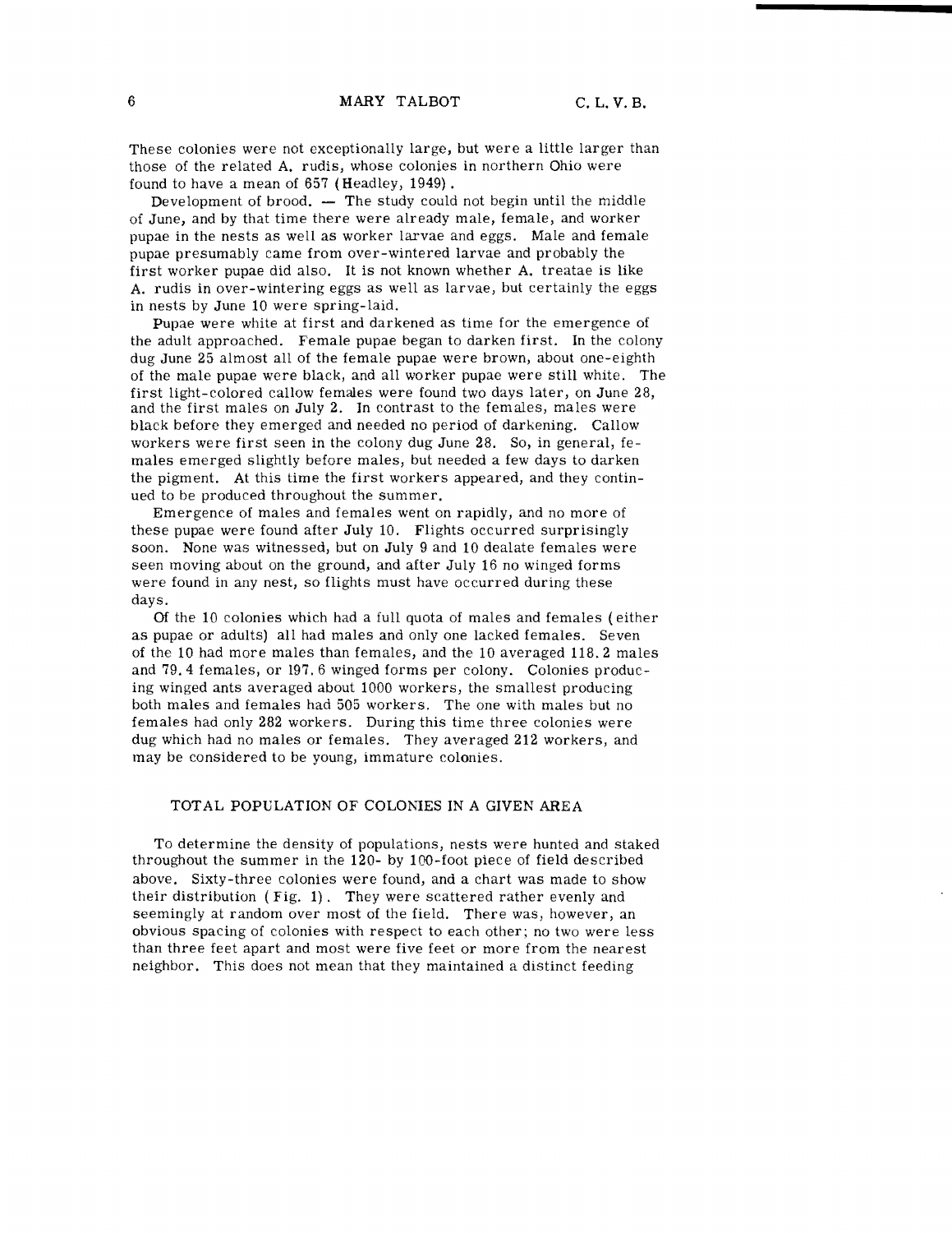These colonies were not exceptionally large, but were a little larger than those of the related A. rudis, whose colonies in northern Ohio were found to have a mean of 657 (Headley, 1949).

Development of brood. — The study could not begin until the middle of June, and by that time there were already male, female, and worker pupae in the nests as well as worker larvae and eggs. Male and female pupae presumably came from over-wintered larvae and probably the first worker pupae did also. It is not known whether A. treatae is like A. rudis in over-wintering eggs as well as larvae, but certainly the eggs in nests by June 10 were spring-laid.

Pupae were white at first and darkened as time for the emergence of the adult approached. Female pupae began to darken first. In the colony dug June 25 almost all of the female pupae were brown, about one-eighth of the male pupae were black, and all worker pupae were still white. The first light-colored callow females were found two days later, on June 28, and the first males on July 2. In contrast to the females, males were black before they emerged and needed no period of darkening. Callow workers were first seen in the colony dug June 28. So, in general, females emerged slightly before males, but needed a few days to darken the pigment. At this time the first workers appeared, and they continued to be produced throughout the summer.

Emergence of males and females went on rapidly, and no more of these pupae were found after July 10. Flights occurred surprisingly soon. None was witnessed, but on July 9 and 10 dealate females were seen moving about on the ground, and after July 16 no winged forms were found in any nest, so flights must have occurred during these days.

Of the 10 colonies which had a full quota of males and females (either as pupae or adults) all had males and only one lacked females. Seven of the 10 had more males than females, and the 10 averaged 118.2 males and 79.4 females, or 197.6 winged forms per colony. Colonies producing winged ants averaged about 1000 workers, the smallest producing both males and females had 505 workers. The one with males but no females had only 282 workers. During this time three colonies were dug which had no males or females. They averaged 212 workers, and may be considered to be young, immature colonies.

## TOTAL POPULATION OF COLONIES IN A GIVEN AREA

To determine the density of populations, nests were hunted and staked throughout the summer in the 120- by 100-foot piece of field described above. Sixty-three colonies were found, and a chart was made to show their distribution (Fig. 1). They were scattered rather evenly and seemingly at random over most of the field. There was, however, an obvious spacing of colonies with respect to each other; no two were less than three feet apart and most were five feet or more from the nearest neighbor. This does not mean that they maintained a distinct feeding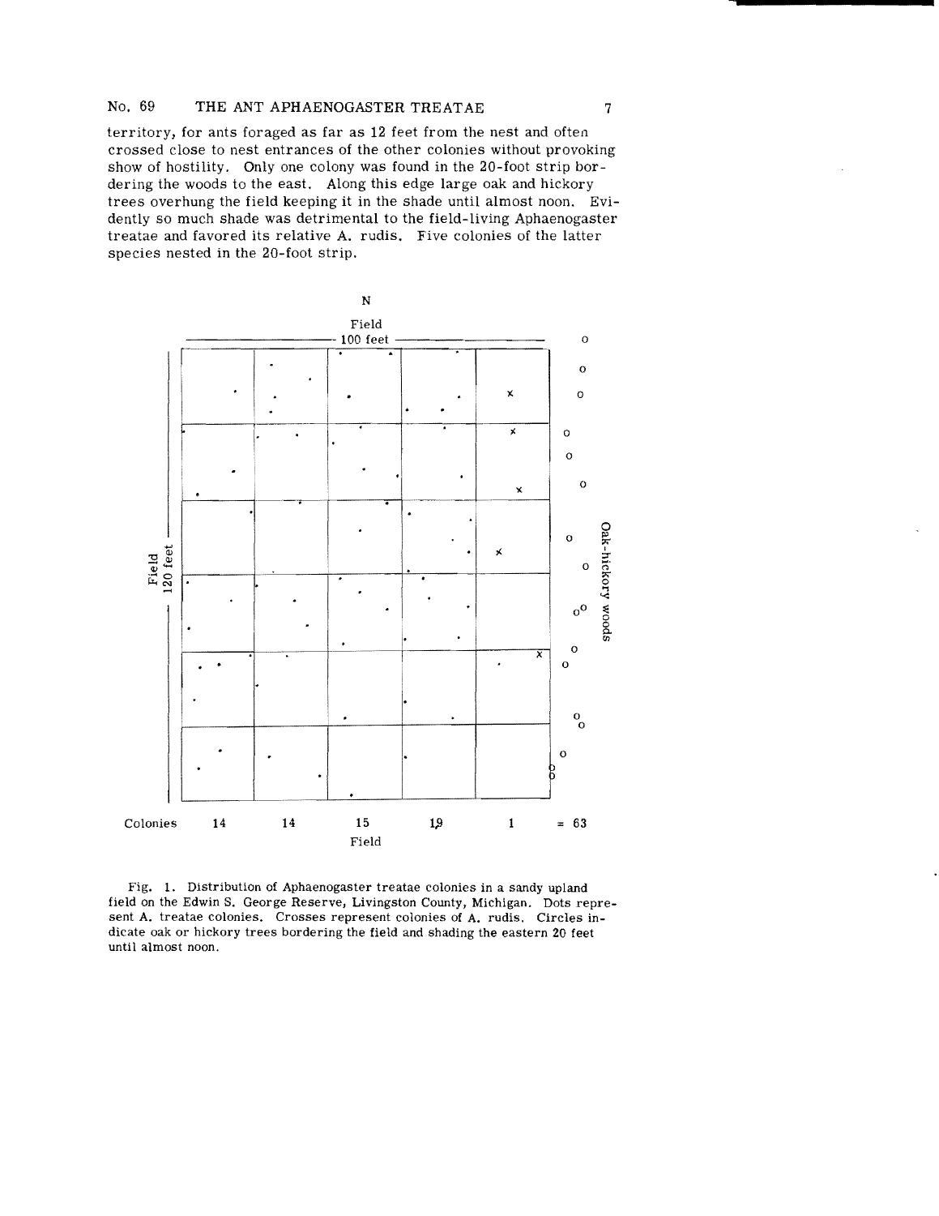territory, for ants foraged as far as 12 feet from the nest and often crossed close to nest entrances of the other colonies without provoking show of hostility. Only one colony was found in the 20-foot strip bordering the woods to the east. Along this edge large oak and hickory trees overhung the field keeping it in the shade until almost noon. Evidently so much shade was detrimental to the field-living Aphaenogaster treatae and favored its relative A. rudis. Five colonies of the latter species nested in the 20-foot strip.

Fig. 1. Distribution of Aphaenogaster treatae colonies in a sandy upland field on the Edwin S. George Reserve, Livingston County, Michigan. Dots represent A. treatae colonies. Crosses represent colonies of A. rudis. Circles indicate oak or hickory trees bordering the field and shading the eastern 20 feet until almost noon.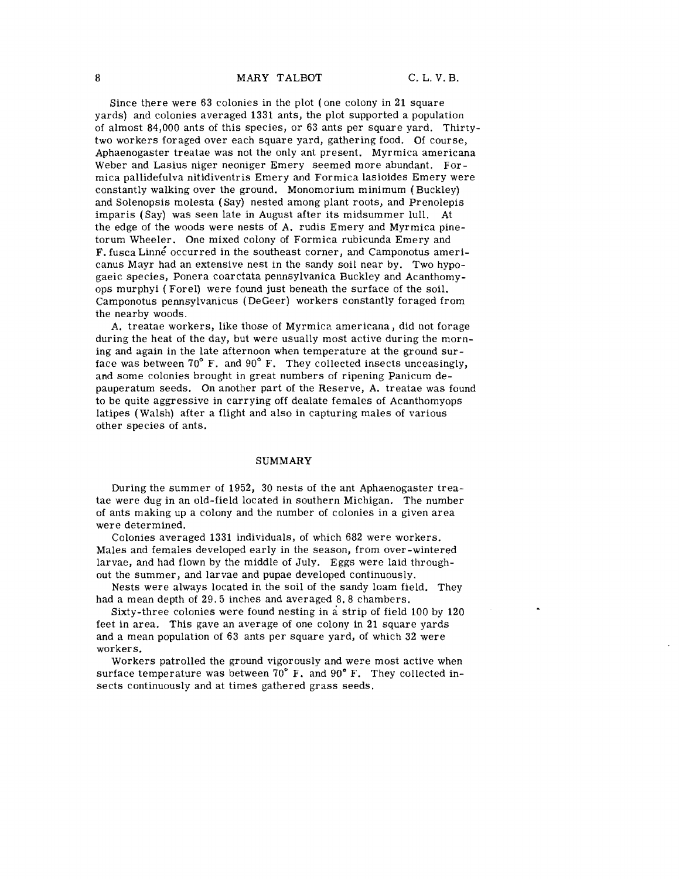Since there were 63 colonies in the plot (one colony in 21 square yards) and colonies averaged 1331 ants, the plot supported a population of almost 84,000 ants of this species, or 63 ants per square yard. Thirty-two workers foraged over each square yard, gathering food. Of course, Aphaenogaster treatae was not the only ant present. Myrmica americana Weber and Lasius niger neoniger Emery seemed more abundant. Formica pallidefulva nitidiventris Emery and Formica lasioides Emery were constantly walking over the ground. Monomorium minimum (Buckley) and Solenopsis molesta (Say) nested among plant roots, and Prenolepis imparis (Say) was seen late in August after its midsummer lull. At the edge of the woods were nests of A. rudis Emery and Myrmica pinetorum Wheeler. One mixed colony of Formica rubicunda Emery and F. fusca Linné occurred in the southeast corner, and Camponotus americanus Mayr had an extensive nest in the sandy soil near by. Two hypogaeic species, Ponera coarctata pennsylvanica Buckley and Acanthomyops murphyi (Forel) were found just beneath the surface of the soil. Camponotus pennsylvanicus (DeGeer) workers constantly foraged from the nearby woods.

A. treatae workers, like those of Myrmica americana, did not forage during the heat of the day, but were usually most active during the morning and again in the late afternoon when temperature at the ground surface was between 70° F. and 90° F. They collected insects unceasingly, and some colonies brought in great numbers of ripening Panicum depauperatum seeds. On another part of the Reserve, A. treatae was found to be quite aggressive in carrying off dealate females of Acanthomyops latipes (Walsh) after a flight and also in capturing males of various other species of ants.

## SUMMARY

During the summer of 1952, 30 nests of the ant Aphaenogaster treatae were dug in an old-field located in southern Michigan. The number of ants making up a colony and the number of colonies in a given area were determined.

Colonies averaged 1331 individuals, of which 682 were workers. Males and females developed early in the season, from over-wintered larvae, and had flown by the middle of July. Eggs were laid throughout the summer, and larvae and pupae developed continuously.

Nests were always located in the soil of the sandy loam field. They had a mean depth of 29.5 inches and averaged 8.8 chambers.

Sixty-three colonies were found nesting in a strip of field 100 by 120 feet in area. This gave an average of one colony in 21 square yards and a mean population of 63 ants per square yard, of which 32 were workers.

Workers patrolled the ground vigorously and were most active when surface temperature was between 70° F. and 90° F. They collected insects continuously and at times gathered grass seeds.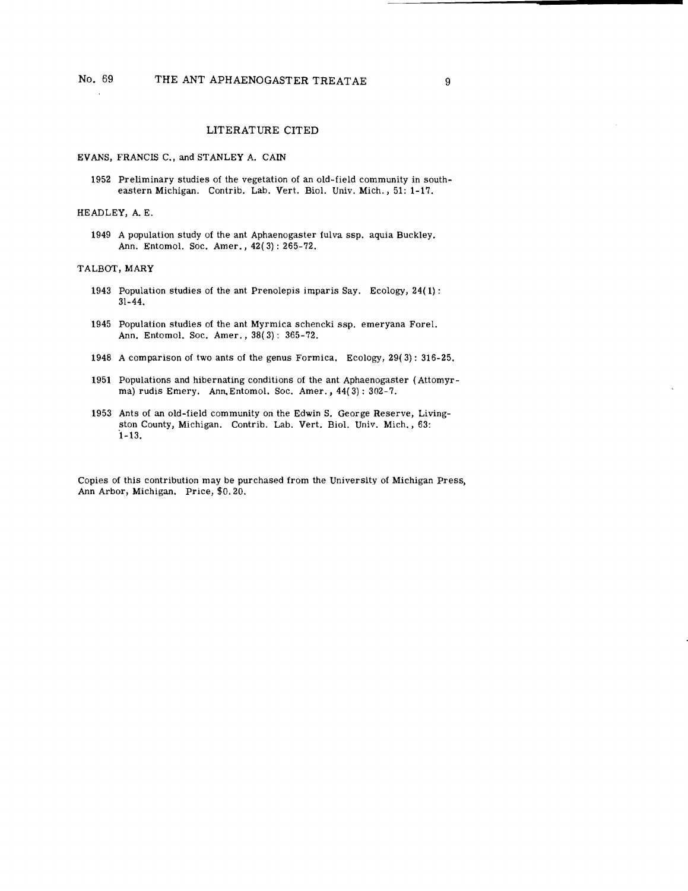## LITERATURE CITED

EVANS, FRANCIS C., and STANLEY A. CAIN

1952 Preliminary studies of the vegetation of an old-field community in southeastern Michigan. Contrib. Lab. Vert. Biol. Univ. Mich., 51: 1-17.

HEADLEY, A. E.

1949 A population study of the ant Aphaenogaster fulva ssp. aquia Buckley. Ann. Entomol. Soc. Amer., 42(3): 265-72.

TALBOT, MARY

1943 Population studies of the ant Prenolepis imparis Say. Ecology, 24(1): 31-44.

1945 Population studies of the ant Myrmica schencki ssp. emeryana Forel. Ann. Entomol. Soc. Amer., 38(3): 365-72.

1948 A comparison of two ants of the genus Formica. Ecology, 29(3): 316-25.

1951 Populations and hibernating conditions of the ant Aphaenogaster (Attomyrma) rudis Emery. Ann. Entomol. Soc. Amer., 44(3): 302-7.

1953 Ants of an old-field community on the Edwin S. George Reserve, Livingston County, Michigan. Contrib. Lab. Vert. Biol. Univ. Mich., 63: 1-13.

Copies of this contribution may be purchased from the University of Michigan Press, Ann Arbor, Michigan. Price, $0.20.